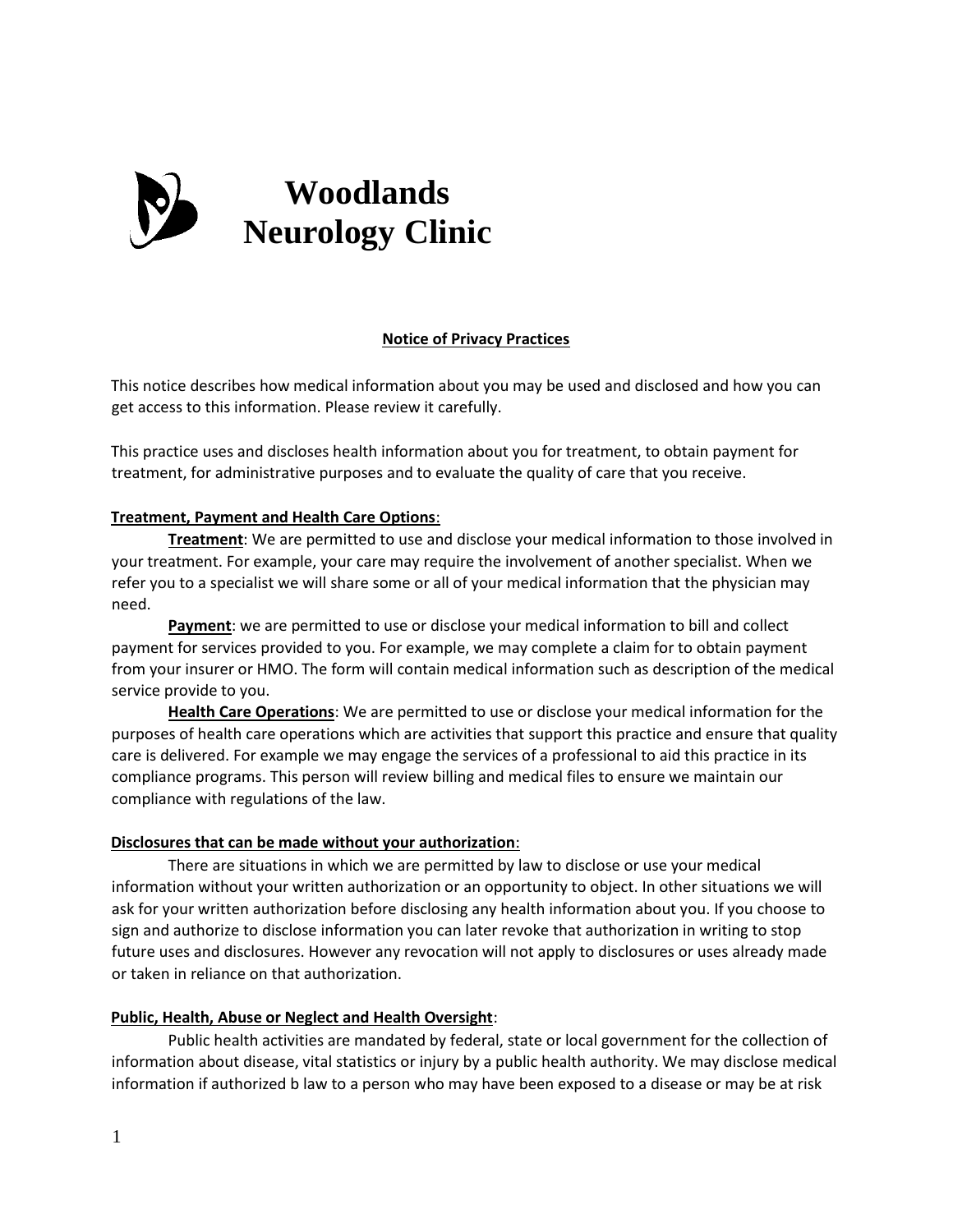# Woodlands Neurology Clinic

## Notice of Privacy Practices

This notice describes how medical information about you may be used and disclosed and how you can get access to this information. Please review it carefully.

This practice uses and discloses health information about you for treatment, to obtain payment for treatment, for administrative purposes and to evaluate the quality of care that you receive.

### Treatment, Payment and Health Care Options:

**Treatment**: We are permitted to use and disclose your medical information to those involved in your treatment. For example, your care may require the involvement of another specialist. When we refer you to a specialist we will share some or all of your medical information that the physician may need.

**Payment**: we are permitted to use or disclose your medical information to bill and collect payment for services provided to you. For example, we may complete a claim for to obtain payment from your insurer or HMO. The form will contain medical information such as description of the medical service provide to you.

**Health Care Operations**: We are permitted to use or disclose your medical information for the purposes of health care operations which are activities that support this practice and ensure that quality care is delivered. For example we may engage the services of a professional to aid this practice in its compliance programs. This person will review billing and medical files to ensure we maintain our compliance with regulations of the law.

### Disclosures that can be made without your authorization:

There are situations in which we are permitted by law to disclose or use your medical information without your written authorization or an opportunity to object. In other situations we will ask for your written authorization before disclosing any health information about you. If you choose to sign and authorize to disclose information you can later revoke that authorization in writing to stop future uses and disclosures. However any revocation will not apply to disclosures or uses already made or taken in reliance on that authorization.

### Public, Health, Abuse or Neglect and Health Oversight:

Public health activities are mandated by federal, state or local government for the collection of information about disease, vital statistics or injury by a public health authority. We may disclose medical information if authorized b law to a person who may have been exposed to a disease or may be at risk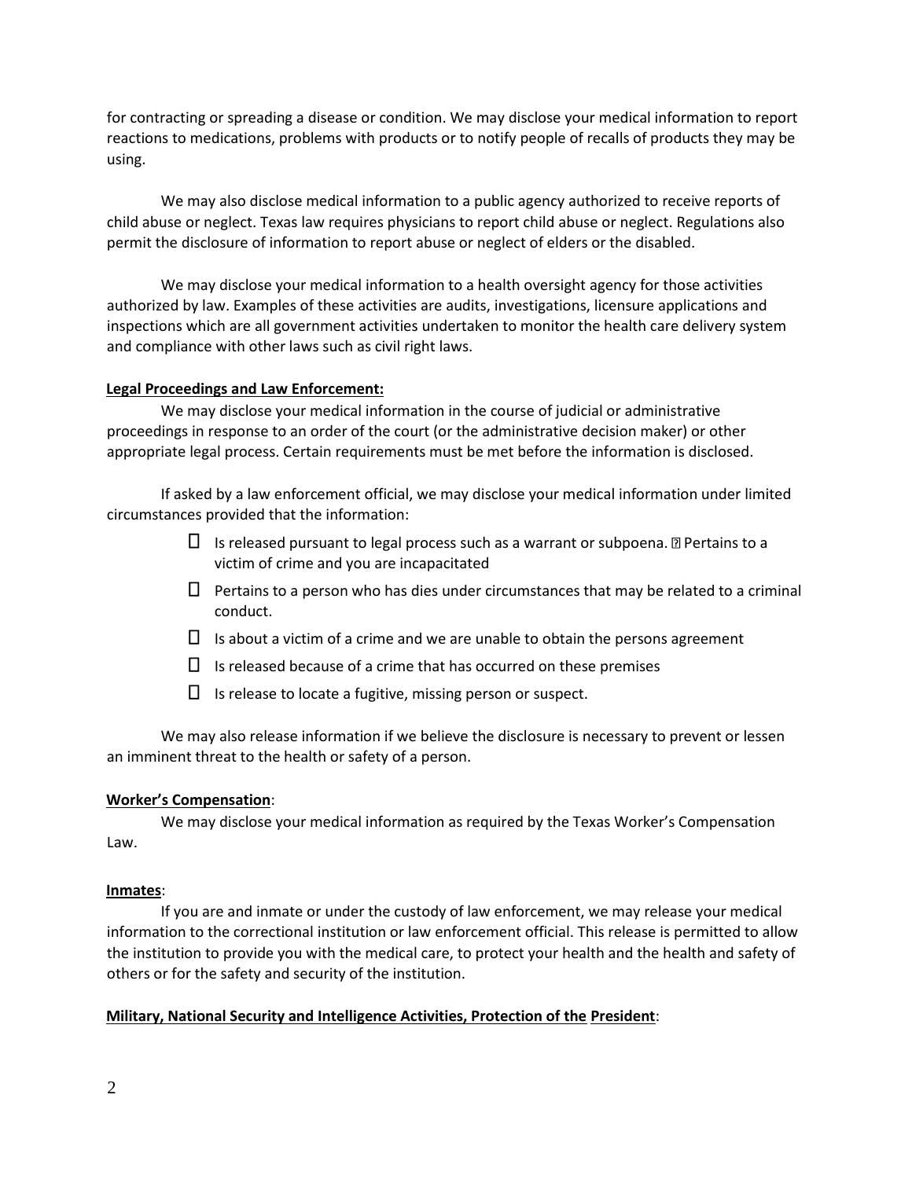for contracting or spreading a disease or condition. We may disclose your medical information to report reactions to medications, problems with products or to notify people of recalls of products they may be using.

We may also disclose medical information to a public agency authorized to receive reports of child abuse or neglect. Texas law requires physicians to report child abuse or neglect. Regulations also permit the disclosure of information to report abuse or neglect of elders or the disabled.

We may disclose your medical information to a health oversight agency for those activities authorized by law. Examples of these activities are audits, investigations, licensure applications and inspections which are all government activities undertaken to monitor the health care delivery system and compliance with other laws such as civil right laws.

**Legal Proceedings and Law Enforcement:**

We may disclose your medical information in the course of judicial or administrative proceedings in response to an order of the court (or the administrative decision maker) or other appropriate legal process. Certain requirements must be met before the information is disclosed.

If asked by a law enforcement official, we may disclose your medical information under limited circumstances provided that the information:

- Is released pursuant to legal process such as a warrant or subpoena. ▯ Pertains to a victim of crime and you are incapacitated
- Pertains to a person who has dies under circumstances that may be related to a criminal conduct.
- Is about a victim of a crime and we are unable to obtain the persons agreement
- Is released because of a crime that has occurred on these premises
- Is release to locate a fugitive, missing person or suspect.

We may also release information if we believe the disclosure is necessary to prevent or lessen an imminent threat to the health or safety of a person.

**Worker's Compensation**:

We may disclose your medical information as required by the Texas Worker's Compensation Law.

**Inmates**:

If you are and inmate or under the custody of law enforcement, we may release your medical information to the correctional institution or law enforcement official. This release is permitted to allow the institution to provide you with the medical care, to protect your health and the health and safety of others or for the safety and security of the institution.

**Military, National Security and Intelligence Activities, Protection of the President**: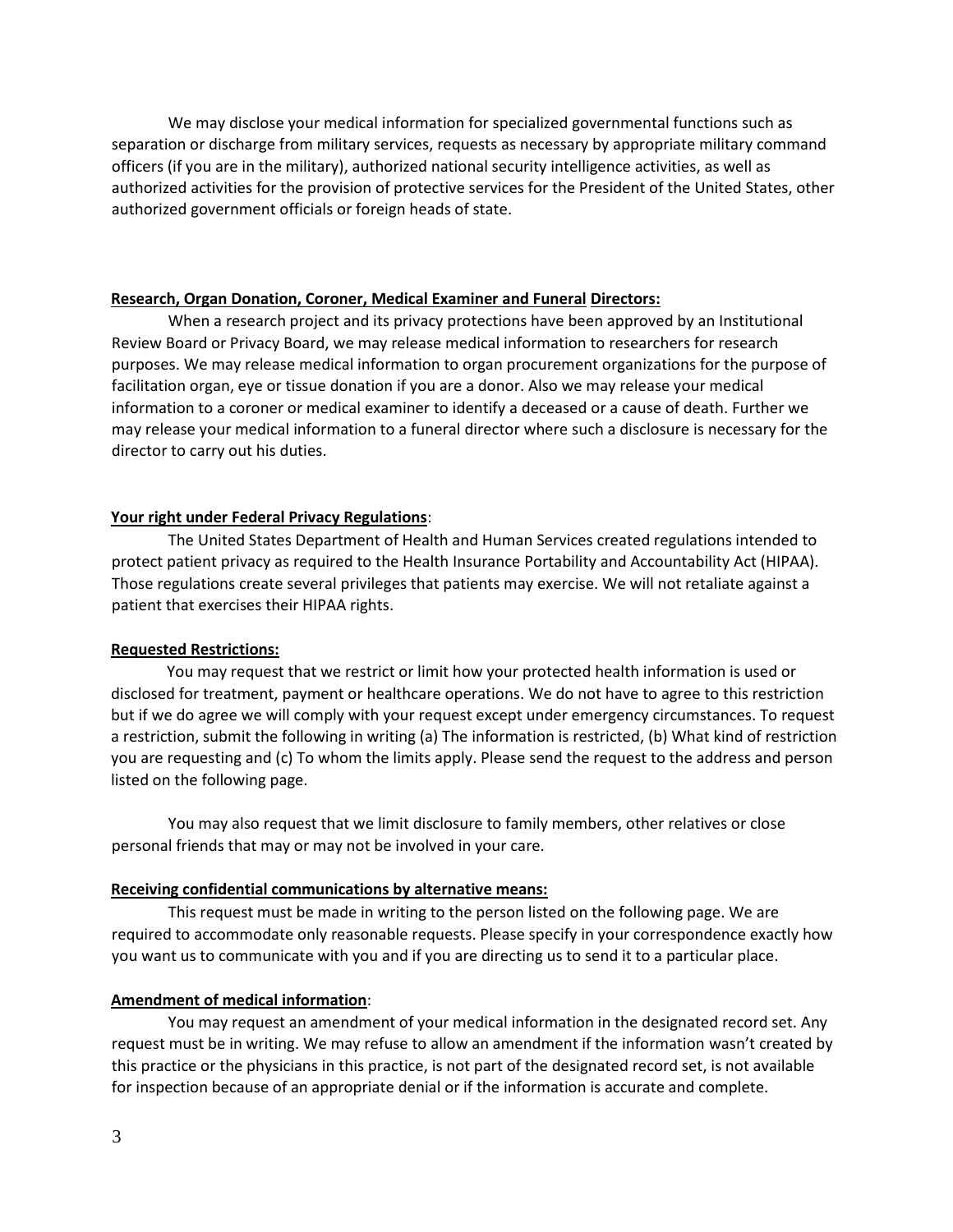We may disclose your medical information for specialized governmental functions such as separation or discharge from military services, requests as necessary by appropriate military command officers (if you are in the military), authorized national security intelligence activities, as well as authorized activities for the provision of protective services for the President of the United States, other authorized government officials or foreign heads of state.

**Research, Organ Donation, Coroner, Medical Examiner and Funeral Directors:**

When a research project and its privacy protections have been approved by an Institutional Review Board or Privacy Board, we may release medical information to researchers for research purposes. We may release medical information to organ procurement organizations for the purpose of facilitation organ, eye or tissue donation if you are a donor. Also we may release your medical information to a coroner or medical examiner to identify a deceased or a cause of death. Further we may release your medical information to a funeral director where such a disclosure is necessary for the director to carry out his duties.

**Your right under Federal Privacy Regulations**:

The United States Department of Health and Human Services created regulations intended to protect patient privacy as required to the Health Insurance Portability and Accountability Act (HIPAA). Those regulations create several privileges that patients may exercise. We will not retaliate against a patient that exercises their HIPAA rights.

**Requested Restrictions:**

You may request that we restrict or limit how your protected health information is used or disclosed for treatment, payment or healthcare operations. We do not have to agree to this restriction but if we do agree we will comply with your request except under emergency circumstances. To request a restriction, submit the following in writing (a) The information is restricted, (b) What kind of restriction you are requesting and (c) To whom the limits apply. Please send the request to the address and person listed on the following page.

You may also request that we limit disclosure to family members, other relatives or close personal friends that may or may not be involved in your care.

**Receiving confidential communications by alternative means:**

This request must be made in writing to the person listed on the following page. We are required to accommodate only reasonable requests. Please specify in your correspondence exactly how you want us to communicate with you and if you are directing us to send it to a particular place.

**Amendment of medical information**:

You may request an amendment of your medical information in the designated record set. Any request must be in writing. We may refuse to allow an amendment if the information wasn't created by this practice or the physicians in this practice, is not part of the designated record set, is not available for inspection because of an appropriate denial or if the information is accurate and complete.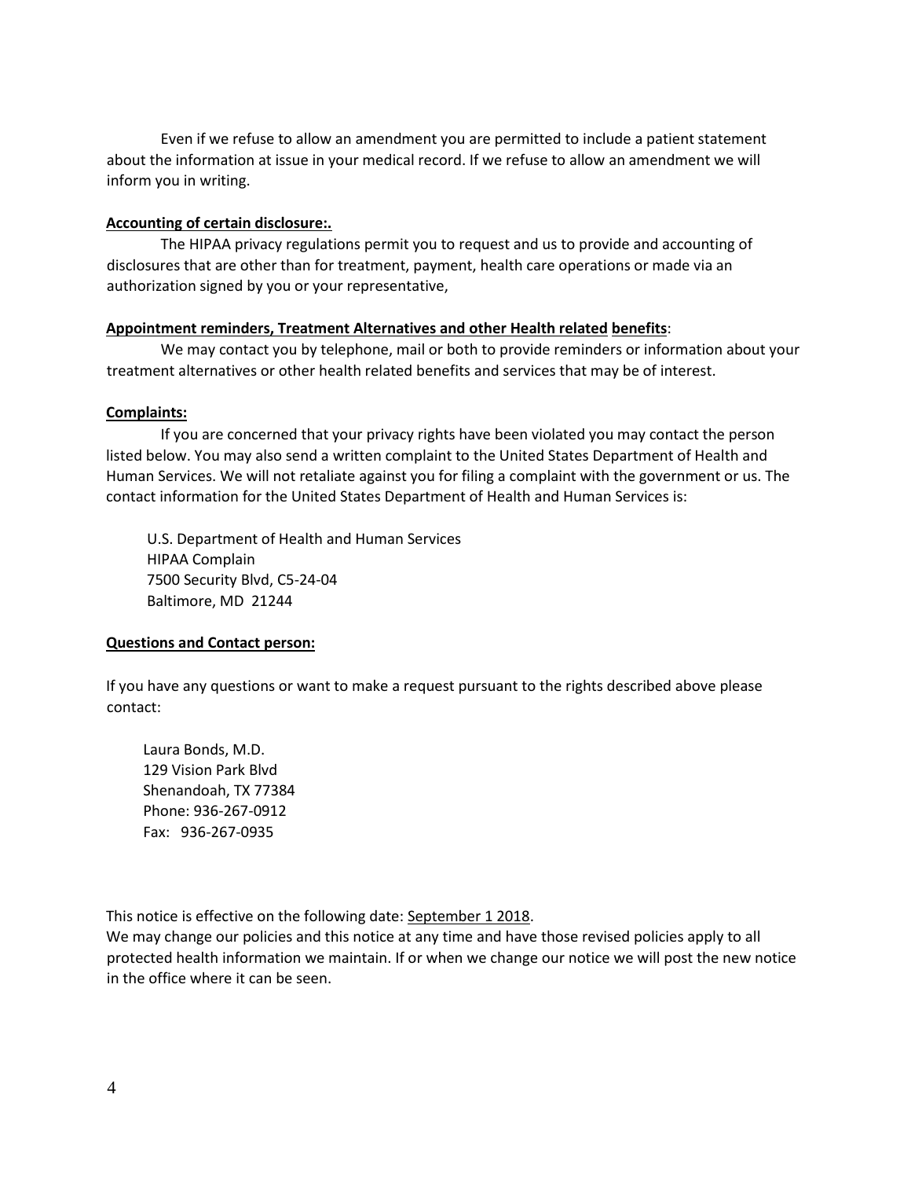Even if we refuse to allow an amendment you are permitted to include a patient statement about the information at issue in your medical record. If we refuse to allow an amendment we will inform you in writing.

**Accounting of certain disclosure:.**

The HIPAA privacy regulations permit you to request and us to provide and accounting of disclosures that are other than for treatment, payment, health care operations or made via an authorization signed by you or your representative,

**Appointment reminders, Treatment Alternatives and other Health related benefits**:

We may contact you by telephone, mail or both to provide reminders or information about your treatment alternatives or other health related benefits and services that may be of interest.

**Complaints:**

If you are concerned that your privacy rights have been violated you may contact the person listed below. You may also send a written complaint to the United States Department of Health and Human Services. We will not retaliate against you for filing a complaint with the government or us. The contact information for the United States Department of Health and Human Services is:

U.S. Department of Health and Human Services
HIPAA Complain
7500 Security Blvd, C5-24-04
Baltimore, MD 21244

**Questions and Contact person:**

If you have any questions or want to make a request pursuant to the rights described above please contact:

Laura Bonds, M.D.
129 Vision Park Blvd
Shenandoah, TX 77384
Phone: 936-267-0912
Fax: 936-267-0935

This notice is effective on the following date: September 1 2018.
We may change our policies and this notice at any time and have those revised policies apply to all protected health information we maintain. If or when we change our notice we will post the new notice in the office where it can be seen.